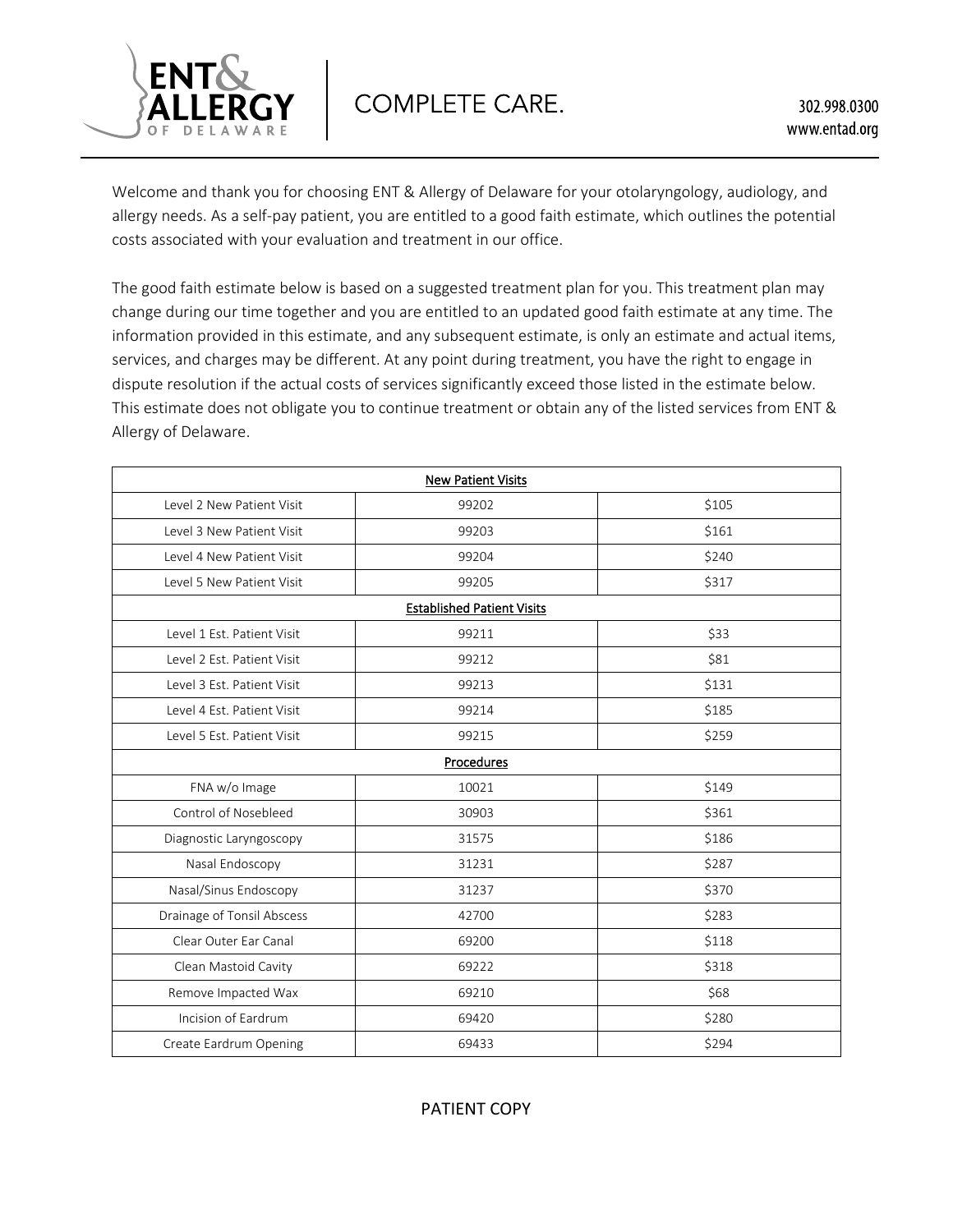ENT & ALLERGY OF DELAWARE | COMPLETE CARE.

302.998.0300
www.entad.org

Welcome and thank you for choosing ENT & Allergy of Delaware for your otolaryngology, audiology, and allergy needs. As a self-pay patient, you are entitled to a good faith estimate, which outlines the potential costs associated with your evaluation and treatment in our office.

The good faith estimate below is based on a suggested treatment plan for you. This treatment plan may change during our time together and you are entitled to an updated good faith estimate at any time. The information provided in this estimate, and any subsequent estimate, is only an estimate and actual items, services, and charges may be different. At any point during treatment, you have the right to engage in dispute resolution if the actual costs of services significantly exceed those listed in the estimate below. This estimate does not obligate you to continue treatment or obtain any of the listed services from ENT & Allergy of Delaware.

| New Patient Visits | | |
|---|---|---|
| Level 2 New Patient Visit | 99202 | $105 |
| Level 3 New Patient Visit | 99203 | $161 |
| Level 4 New Patient Visit | 99204 | $240 |
| Level 5 New Patient Visit | 99205 | $317 |
| **Established Patient Visits** | | |
| Level 1 Est. Patient Visit | 99211 | $33 |
| Level 2 Est. Patient Visit | 99212 | $81 |
| Level 3 Est. Patient Visit | 99213 | $131 |
| Level 4 Est. Patient Visit | 99214 | $185 |
| Level 5 Est. Patient Visit | 99215 | $259 |
| **Procedures** | | |
| FNA w/o Image | 10021 | $149 |
| Control of Nosebleed | 30903 | $361 |
| Diagnostic Laryngoscopy | 31575 | $186 |
| Nasal Endoscopy | 31231 | $287 |
| Nasal/Sinus Endoscopy | 31237 | $370 |
| Drainage of Tonsil Abscess | 42700 | $283 |
| Clear Outer Ear Canal | 69200 | $118 |
| Clean Mastoid Cavity | 69222 | $318 |
| Remove Impacted Wax | 69210 | $68 |
| Incision of Eardrum | 69420 | $280 |
| Create Eardrum Opening | 69433 | $294 |

PATIENT COPY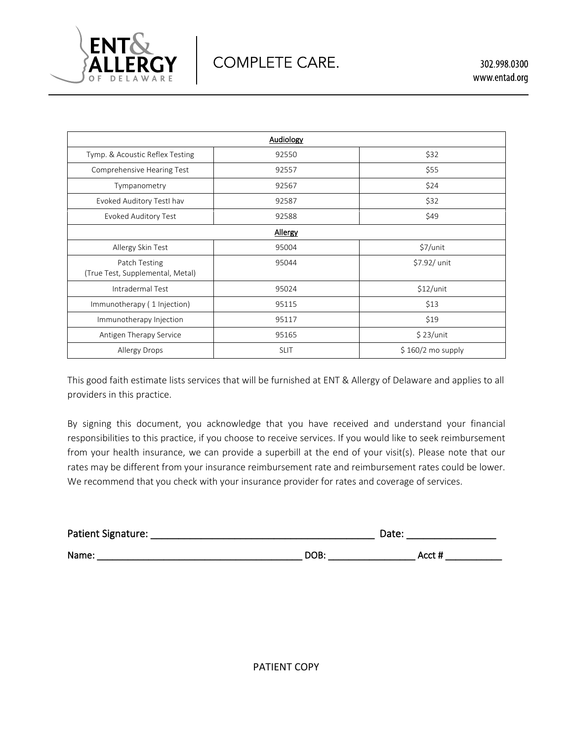ENT & ALLERGY OF DELAWARE | COMPLETE CARE.

302.998.0300
www.entad.org

| | | |
|---|---|---|
| **Audiology** | | |
| Tymp. & Acoustic Reflex Testing | 92550 | $32 |
| Comprehensive Hearing Test | 92557 | $55 |
| Tympanometry | 92567 | $24 |
| Evoked Auditory TestI hav | 92587 | $32 |
| Evoked Auditory Test | 92588 | $49 |
| **Allergy** | | |
| Allergy Skin Test | 95004 | $7/unit |
| Patch Testing (True Test, Supplemental, Metal) | 95044 | $7.92/ unit |
| Intradermal Test | 95024 | $12/unit |
| Immunotherapy ( 1 Injection) | 95115 | $13 |
| Immunotherapy Injection | 95117 | $19 |
| Antigen Therapy Service | 95165 | $ 23/unit |
| Allergy Drops | SLIT | $ 160/2 mo supply |

This good faith estimate lists services that will be furnished at ENT & Allergy of Delaware and applies to all providers in this practice.

By signing this document, you acknowledge that you have received and understand your financial responsibilities to this practice, if you choose to receive services. If you would like to seek reimbursement from your health insurance, we can provide a superbill at the end of your visit(s). Please note that our rates may be different from your insurance reimbursement rate and reimbursement rates could be lower. We recommend that you check with your insurance provider for rates and coverage of services.

Patient Signature: ________________________________________ Date: ________________

Name: ______________________________________ DOB: ________________ Acct # __________

PATIENT COPY